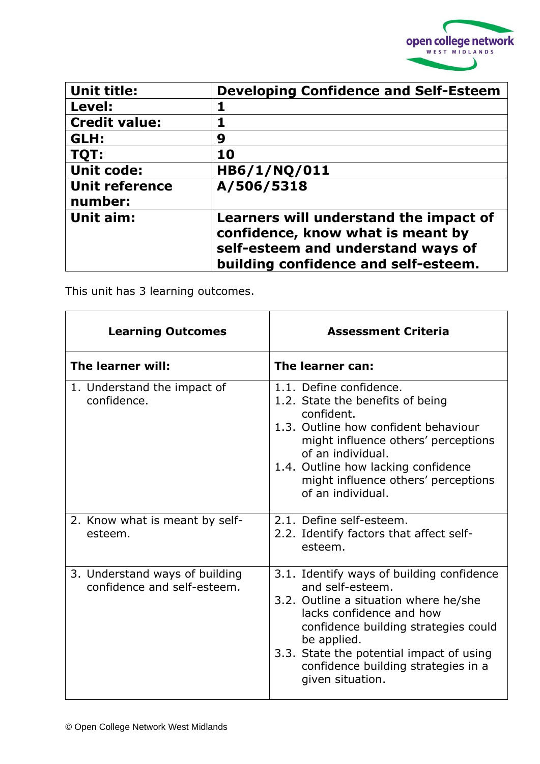| **Unit title:** | **Developing Confidence and Self-Esteem** |
|---|---|
| **Level:** | **1** |
| **Credit value:** | **1** |
| **GLH:** | **9** |
| **TQT:** | **10** |
| **Unit code:** | **HB6/1/NQ/011** |
| **Unit reference number:** | **A/506/5318** |
| **Unit aim:** | **Learners will understand the impact of confidence, know what is meant by self-esteem and understand ways of building confidence and self-esteem.** |

This unit has 3 learning outcomes.

| **Learning Outcomes** | **Assessment Criteria** |
|---|---|
| **The learner will:** | **The learner can:** |
| 1. Understand the impact of confidence. | 1.1. Define confidence.<br>1.2. State the benefits of being confident.<br>1.3. Outline how confident behaviour might influence others' perceptions of an individual.<br>1.4. Outline how lacking confidence might influence others' perceptions of an individual. |
| 2. Know what is meant by self-esteem. | 2.1. Define self-esteem.<br>2.2. Identify factors that affect self-esteem. |
| 3. Understand ways of building confidence and self-esteem. | 3.1. Identify ways of building confidence and self-esteem.<br>3.2. Outline a situation where he/she lacks confidence and how confidence building strategies could be applied.<br>3.3. State the potential impact of using confidence building strategies in a given situation. |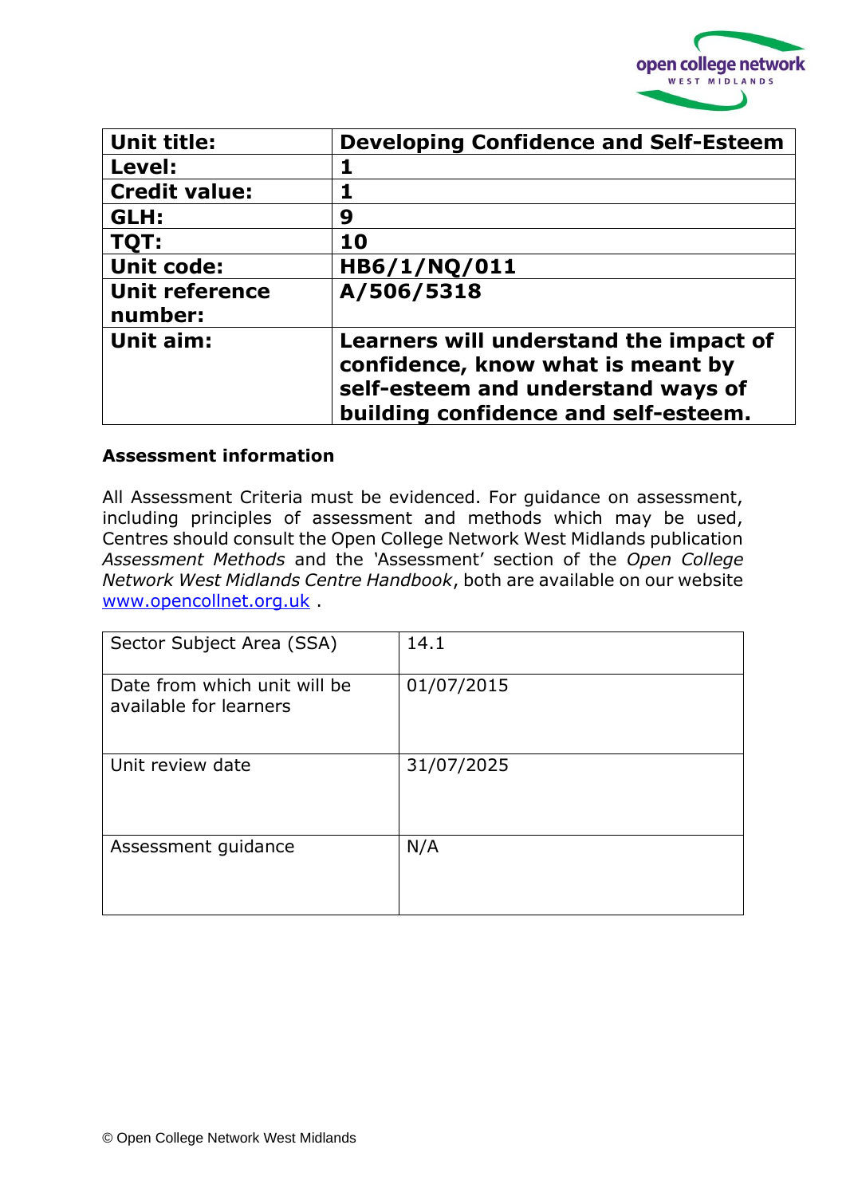| | |
|---|---|
| **Unit title:** | **Developing Confidence and Self-Esteem** |
| **Level:** | **1** |
| **Credit value:** | **1** |
| **GLH:** | **9** |
| **TQT:** | **10** |
| **Unit code:** | **HB6/1/NQ/011** |
| **Unit reference number:** | **A/506/5318** |
| **Unit aim:** | **Learners will understand the impact of confidence, know what is meant by self-esteem and understand ways of building confidence and self-esteem.** |

**Assessment information**

All Assessment Criteria must be evidenced. For guidance on assessment, including principles of assessment and methods which may be used, Centres should consult the Open College Network West Midlands publication *Assessment Methods* and the 'Assessment' section of the *Open College Network West Midlands Centre Handbook*, both are available on our website [www.opencollnet.org.uk](http://www.opencollnet.org.uk) .

| | |
|---|---|
| Sector Subject Area (SSA) | 14.1 |
| Date from which unit will be available for learners | 01/07/2015 |
| Unit review date | 31/07/2025 |
| Assessment guidance | N/A |